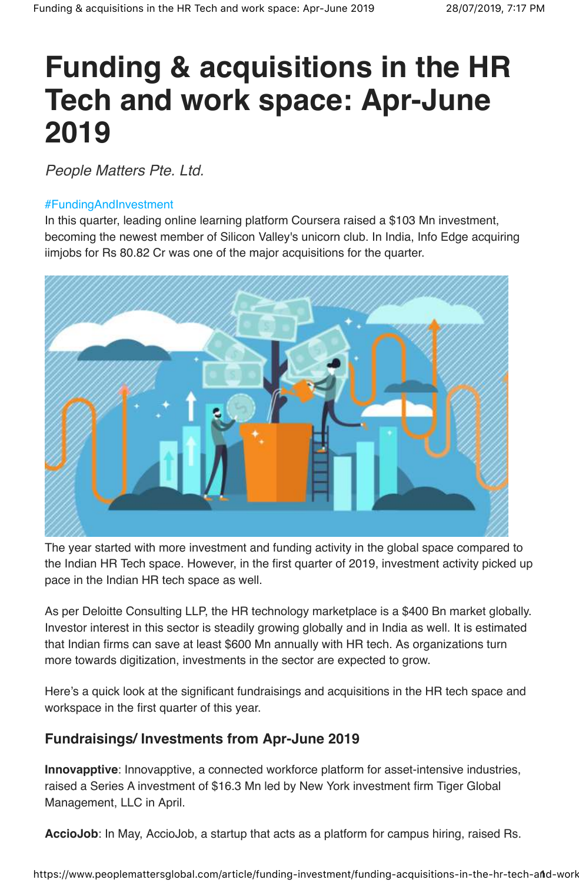# Funding & acquisitions in the HR Tech and work space: Apr-June 2019

*People Matters Pte. Ltd.*

#FundingAndInvestment

In this quarter, leading online learning platform Coursera raised a $103 Mn investment, becoming the newest member of Silicon Valley's unicorn club. In India, Info Edge acquiring iimjobs for Rs 80.82 Cr was one of the major acquisitions for the quarter.

The year started with more investment and funding activity in the global space compared to the Indian HR Tech space. However, in the first quarter of 2019, investment activity picked up pace in the Indian HR tech space as well.

As per Deloitte Consulting LLP, the HR technology marketplace is a $400 Bn market globally. Investor interest in this sector is steadily growing globally and in India as well. It is estimated that Indian firms can save at least $600 Mn annually with HR tech. As organizations turn more towards digitization, investments in the sector are expected to grow.

Here's a quick look at the significant fundraisings and acquisitions in the HR tech space and workspace in the first quarter of this year.

### Fundraisings/ Investments from Apr-June 2019

**Innovapptive**: Innovapptive, a connected workforce platform for asset-intensive industries, raised a Series A investment of $16.3 Mn led by New York investment firm Tiger Global Management, LLC in April.

**AccioJob**: In May, AccioJob, a startup that acts as a platform for campus hiring, raised Rs.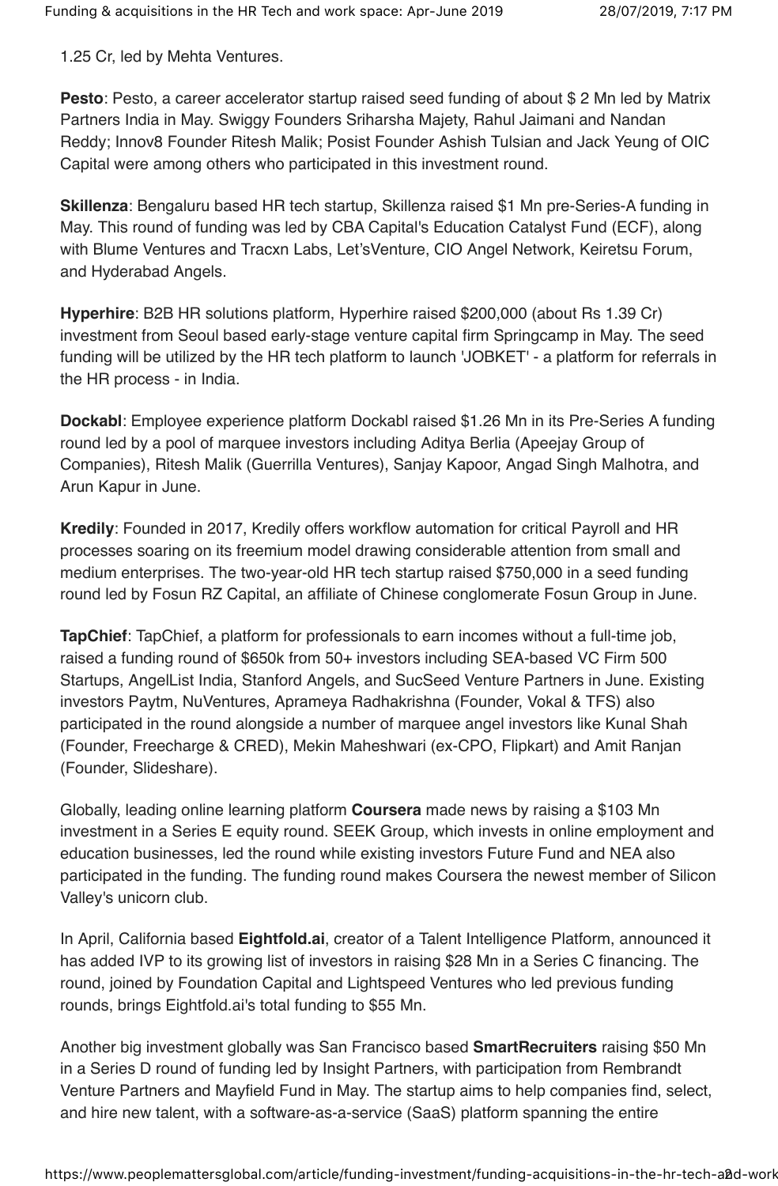1.25 Cr, led by Mehta Ventures.

**Pesto**: Pesto, a career accelerator startup raised seed funding of about $ 2 Mn led by Matrix Partners India in May. Swiggy Founders Sriharsha Majety, Rahul Jaimani and Nandan Reddy; Innov8 Founder Ritesh Malik; Posist Founder Ashish Tulsian and Jack Yeung of OIC Capital were among others who participated in this investment round.

**Skillenza**: Bengaluru based HR tech startup, Skillenza raised $1 Mn pre-Series-A funding in May. This round of funding was led by CBA Capital's Education Catalyst Fund (ECF), along with Blume Ventures and Tracxn Labs, Let'sVenture, CIO Angel Network, Keiretsu Forum, and Hyderabad Angels.

**Hyperhire**: B2B HR solutions platform, Hyperhire raised $200,000 (about Rs 1.39 Cr) investment from Seoul based early-stage venture capital firm Springcamp in May. The seed funding will be utilized by the HR tech platform to launch 'JOBKET' - a platform for referrals in the HR process - in India.

**Dockabl**: Employee experience platform Dockabl raised $1.26 Mn in its Pre-Series A funding round led by a pool of marquee investors including Aditya Berlia (Apeejay Group of Companies), Ritesh Malik (Guerrilla Ventures), Sanjay Kapoor, Angad Singh Malhotra, and Arun Kapur in June.

**Kredily**: Founded in 2017, Kredily offers workflow automation for critical Payroll and HR processes soaring on its freemium model drawing considerable attention from small and medium enterprises. The two-year-old HR tech startup raised $750,000 in a seed funding round led by Fosun RZ Capital, an affiliate of Chinese conglomerate Fosun Group in June.

**TapChief**: TapChief, a platform for professionals to earn incomes without a full-time job, raised a funding round of $650k from 50+ investors including SEA-based VC Firm 500 Startups, AngelList India, Stanford Angels, and SucSeed Venture Partners in June. Existing investors Paytm, NuVentures, Aprameya Radhakrishna (Founder, Vokal & TFS) also participated in the round alongside a number of marquee angel investors like Kunal Shah (Founder, Freecharge & CRED), Mekin Maheshwari (ex-CPO, Flipkart) and Amit Ranjan (Founder, Slideshare).

Globally, leading online learning platform **Coursera** made news by raising a $103 Mn investment in a Series E equity round. SEEK Group, which invests in online employment and education businesses, led the round while existing investors Future Fund and NEA also participated in the funding. The funding round makes Coursera the newest member of Silicon Valley's unicorn club.

In April, California based **Eightfold.ai**, creator of a Talent Intelligence Platform, announced it has added IVP to its growing list of investors in raising $28 Mn in a Series C financing. The round, joined by Foundation Capital and Lightspeed Ventures who led previous funding rounds, brings Eightfold.ai's total funding to $55 Mn.

Another big investment globally was San Francisco based **SmartRecruiters** raising $50 Mn in a Series D round of funding led by Insight Partners, with participation from Rembrandt Venture Partners and Mayfield Fund in May. The startup aims to help companies find, select, and hire new talent, with a software-as-a-service (SaaS) platform spanning the entire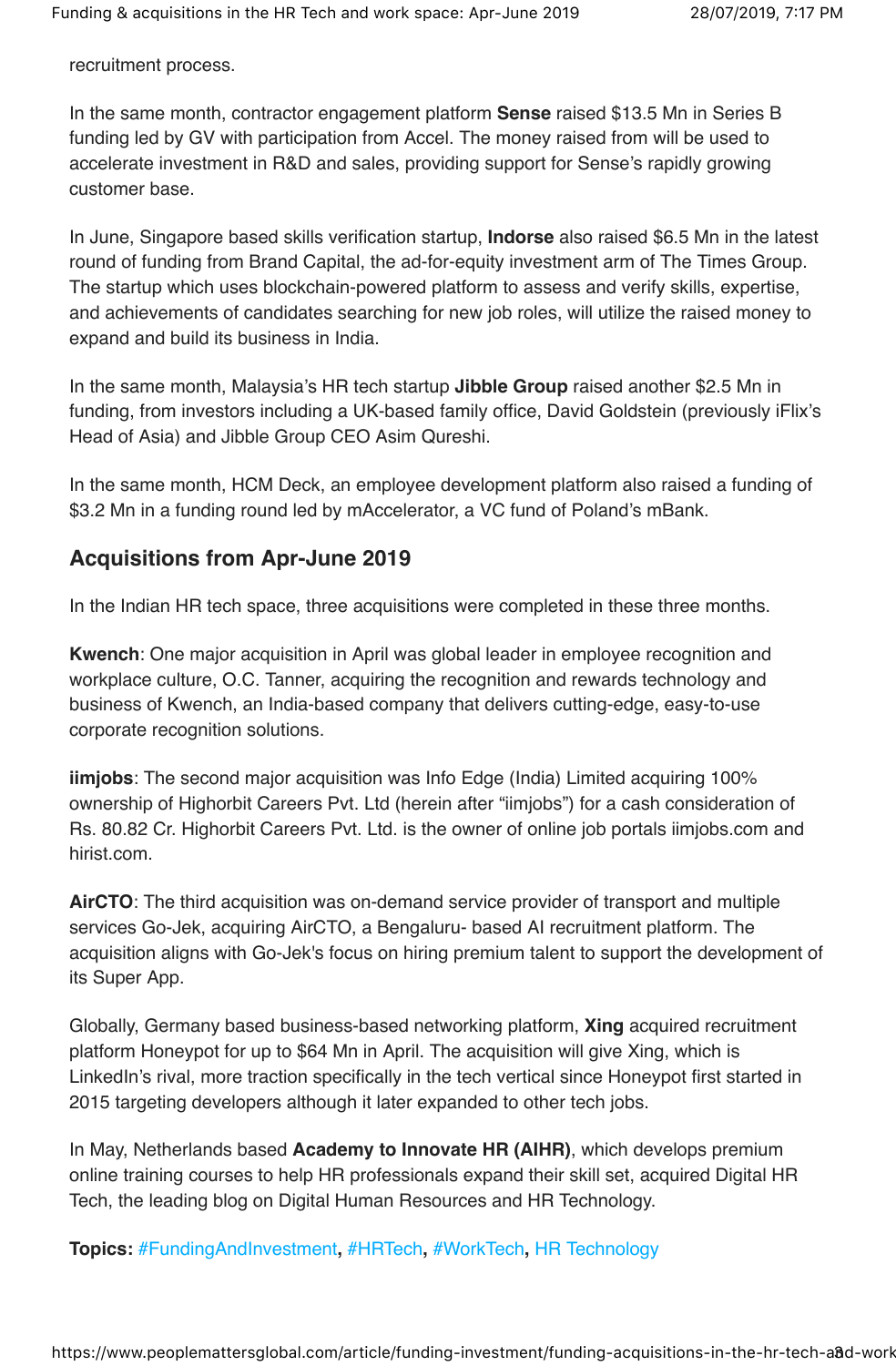recruitment process.

In the same month, contractor engagement platform **Sense** raised $13.5 Mn in Series B funding led by GV with participation from Accel. The money raised from will be used to accelerate investment in R&D and sales, providing support for Sense's rapidly growing customer base.

In June, Singapore based skills verification startup, **Indorse** also raised $6.5 Mn in the latest round of funding from Brand Capital, the ad-for-equity investment arm of The Times Group. The startup which uses blockchain-powered platform to assess and verify skills, expertise, and achievements of candidates searching for new job roles, will utilize the raised money to expand and build its business in India.

In the same month, Malaysia's HR tech startup **Jibble Group** raised another $2.5 Mn in funding, from investors including a UK-based family office, David Goldstein (previously iFlix's Head of Asia) and Jibble Group CEO Asim Qureshi.

In the same month, HCM Deck, an employee development platform also raised a funding of $3.2 Mn in a funding round led by mAccelerator, a VC fund of Poland's mBank.

## Acquisitions from Apr-June 2019

In the Indian HR tech space, three acquisitions were completed in these three months.

**Kwench**: One major acquisition in April was global leader in employee recognition and workplace culture, O.C. Tanner, acquiring the recognition and rewards technology and business of Kwench, an India-based company that delivers cutting-edge, easy-to-use corporate recognition solutions.

**iimjobs**: The second major acquisition was Info Edge (India) Limited acquiring 100% ownership of Highorbit Careers Pvt. Ltd (herein after "iimjobs") for a cash consideration of Rs. 80.82 Cr. Highorbit Careers Pvt. Ltd. is the owner of online job portals iimjobs.com and hirist.com.

**AirCTO**: The third acquisition was on-demand service provider of transport and multiple services Go-Jek, acquiring AirCTO, a Bengaluru- based AI recruitment platform. The acquisition aligns with Go-Jek's focus on hiring premium talent to support the development of its Super App.

Globally, Germany based business-based networking platform, **Xing** acquired recruitment platform Honeypot for up to $64 Mn in April. The acquisition will give Xing, which is LinkedIn's rival, more traction specifically in the tech vertical since Honeypot first started in 2015 targeting developers although it later expanded to other tech jobs.

In May, Netherlands based **Academy to Innovate HR (AIHR)**, which develops premium online training courses to help HR professionals expand their skill set, acquired Digital HR Tech, the leading blog on Digital Human Resources and HR Technology.

**Topics:** #FundingAndInvestment, #HRTech, #WorkTech, HR Technology